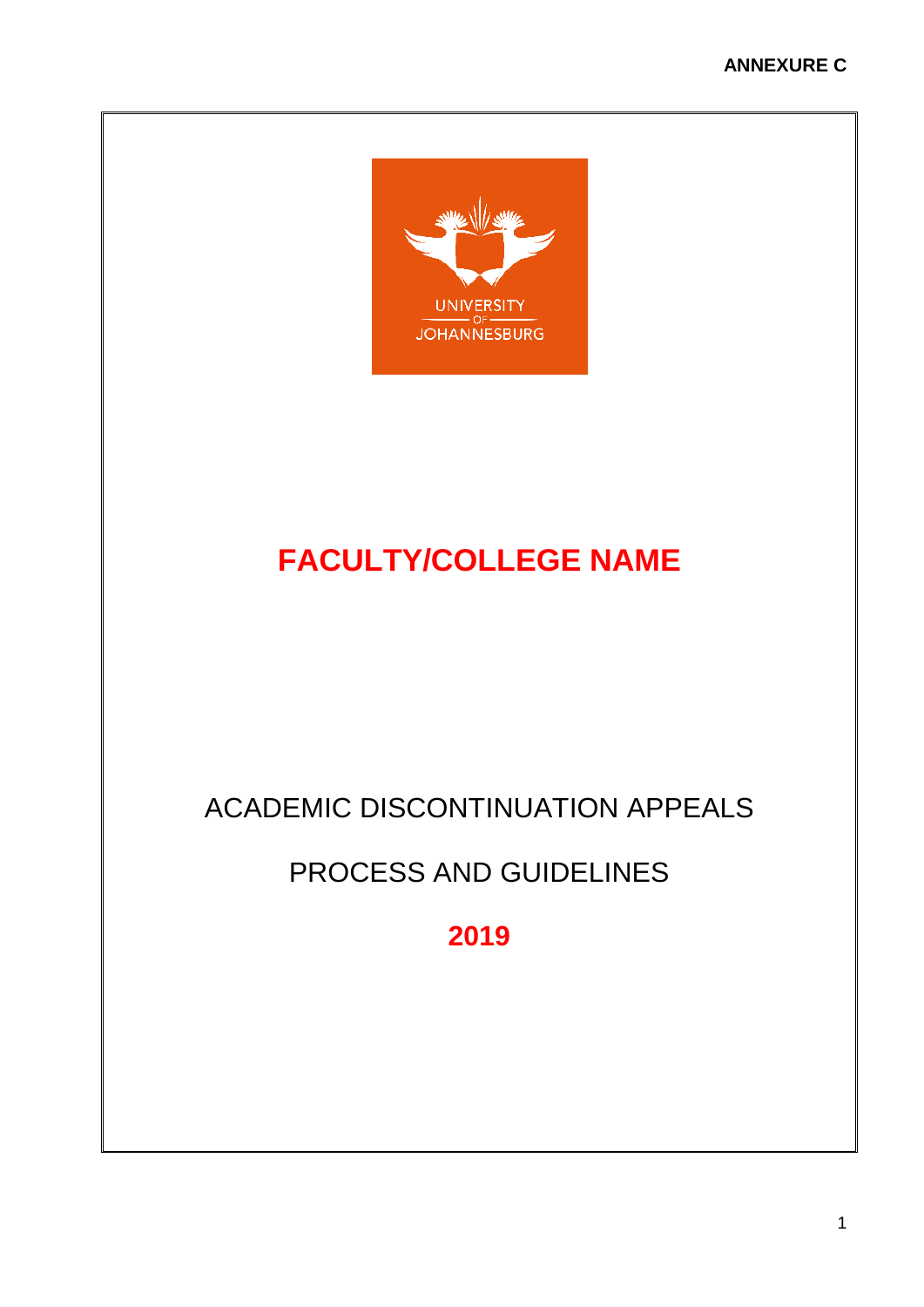ANNEXURE C

UNIVERSITY OF JOHANNESBURG

# FACULTY/COLLEGE NAME

## ACADEMIC DISCONTINUATION APPEALS

## PROCESS AND GUIDELINES

## 2019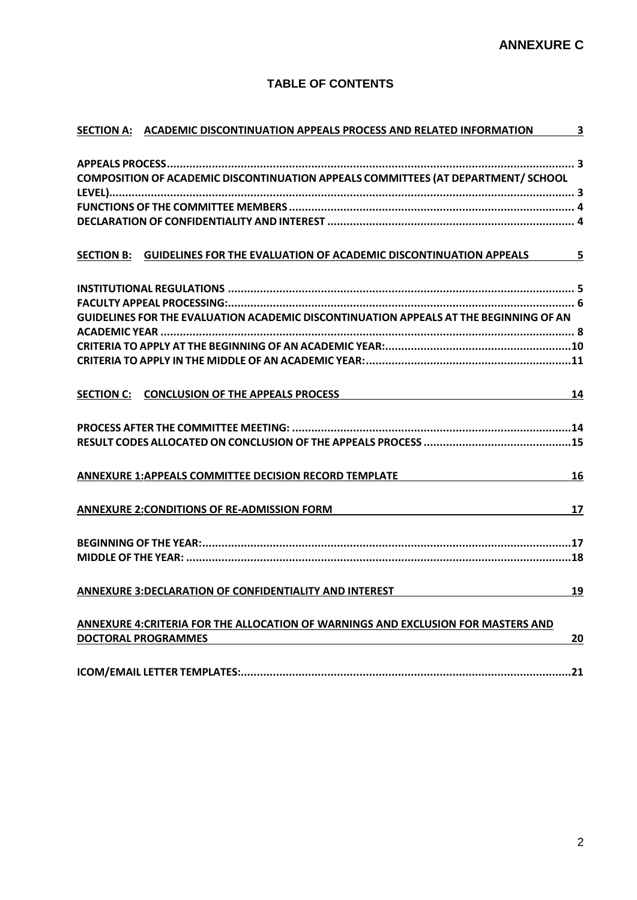# ANNEXURE C

## TABLE OF CONTENTS

**SECTION A: ACADEMIC DISCONTINUATION APPEALS PROCESS AND RELATED INFORMATION** — 3

- **APPEALS PROCESS** — 3
- **COMPOSITION OF ACADEMIC DISCONTINUATION APPEALS COMMITTEES (AT DEPARTMENT/ SCHOOL LEVEL)** — 3
- **FUNCTIONS OF THE COMMITTEE MEMBERS** — 4
- **DECLARATION OF CONFIDENTIALITY AND INTEREST** — 4

**SECTION B: GUIDELINES FOR THE EVALUATION OF ACADEMIC DISCONTINUATION APPEALS** — 5

- **INSTITUTIONAL REGULATIONS** — 5
- **FACULTY APPEAL PROCESSING:** — 6
- **GUIDELINES FOR THE EVALUATION ACADEMIC DISCONTINUATION APPEALS AT THE BEGINNING OF AN ACADEMIC YEAR** — 8
- **CRITERIA TO APPLY AT THE BEGINNING OF AN ACADEMIC YEAR:** — 10
- **CRITERIA TO APPLY IN THE MIDDLE OF AN ACADEMIC YEAR:** — 11

**SECTION C: CONCLUSION OF THE APPEALS PROCESS** — 14

- **PROCESS AFTER THE COMMITTEE MEETING:** — 14
- **RESULT CODES ALLOCATED ON CONCLUSION OF THE APPEALS PROCESS** — 15

**ANNEXURE 1: APPEALS COMMITTEE DECISION RECORD TEMPLATE** — 16

**ANNEXURE 2: CONDITIONS OF RE-ADMISSION FORM** — 17

- **BEGINNING OF THE YEAR:** — 17
- **MIDDLE OF THE YEAR:** — 18

**ANNEXURE 3: DECLARATION OF CONFIDENTIALITY AND INTEREST** — 19

**ANNEXURE 4: CRITERIA FOR THE ALLOCATION OF WARNINGS AND EXCLUSION FOR MASTERS AND DOCTORAL PROGRAMMES** — 20

**ICOM/EMAIL LETTER TEMPLATES:** — 21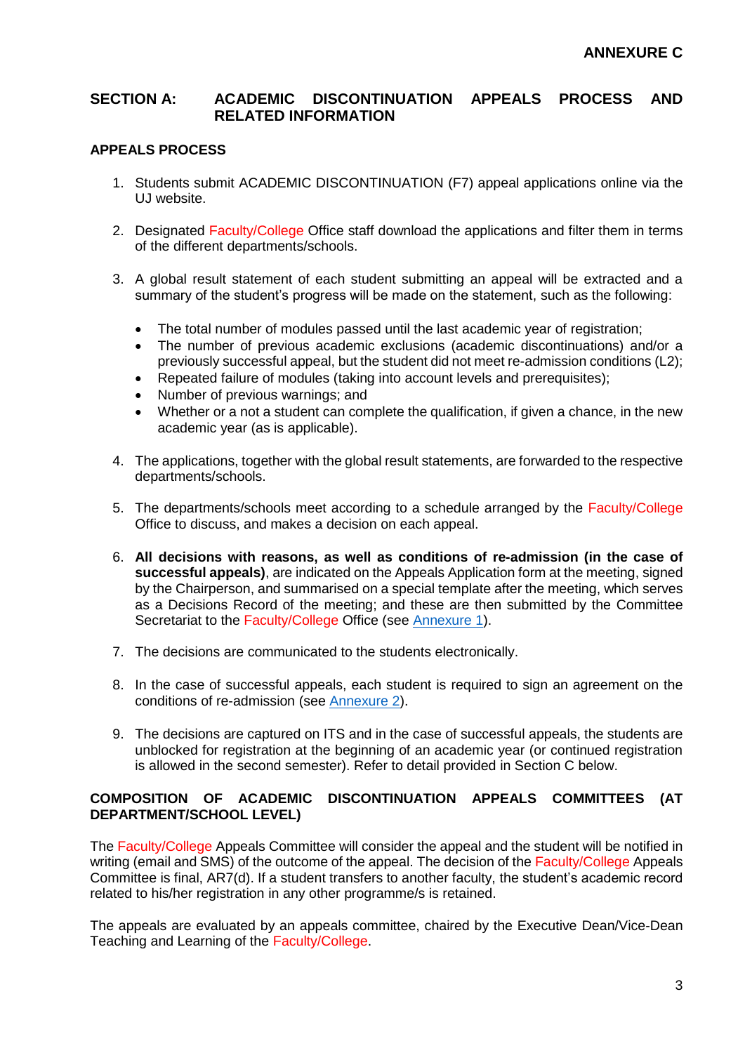**ANNEXURE C**

## SECTION A: ACADEMIC DISCONTINUATION APPEALS PROCESS AND RELATED INFORMATION

### APPEALS PROCESS

1. Students submit ACADEMIC DISCONTINUATION (F7) appeal applications online via the UJ website.

2. Designated Faculty/College Office staff download the applications and filter them in terms of the different departments/schools.

3. A global result statement of each student submitting an appeal will be extracted and a summary of the student's progress will be made on the statement, such as the following:

   - The total number of modules passed until the last academic year of registration;
   - The number of previous academic exclusions (academic discontinuations) and/or a previously successful appeal, but the student did not meet re-admission conditions (L2);
   - Repeated failure of modules (taking into account levels and prerequisites);
   - Number of previous warnings; and
   - Whether or a not a student can complete the qualification, if given a chance, in the new academic year (as is applicable).

4. The applications, together with the global result statements, are forwarded to the respective departments/schools.

5. The departments/schools meet according to a schedule arranged by the Faculty/College Office to discuss, and makes a decision on each appeal.

6. **All decisions with reasons, as well as conditions of re-admission (in the case of successful appeals)**, are indicated on the Appeals Application form at the meeting, signed by the Chairperson, and summarised on a special template after the meeting, which serves as a Decisions Record of the meeting; and these are then submitted by the Committee Secretariat to the Faculty/College Office (see Annexure 1).

7. The decisions are communicated to the students electronically.

8. In the case of successful appeals, each student is required to sign an agreement on the conditions of re-admission (see Annexure 2).

9. The decisions are captured on ITS and in the case of successful appeals, the students are unblocked for registration at the beginning of an academic year (or continued registration is allowed in the second semester). Refer to detail provided in Section C below.

### COMPOSITION OF ACADEMIC DISCONTINUATION APPEALS COMMITTEES (AT DEPARTMENT/SCHOOL LEVEL)

The Faculty/College Appeals Committee will consider the appeal and the student will be notified in writing (email and SMS) of the outcome of the appeal. The decision of the Faculty/College Appeals Committee is final, AR7(d). If a student transfers to another faculty, the student's academic record related to his/her registration in any other programme/s is retained.

The appeals are evaluated by an appeals committee, chaired by the Executive Dean/Vice-Dean Teaching and Learning of the Faculty/College.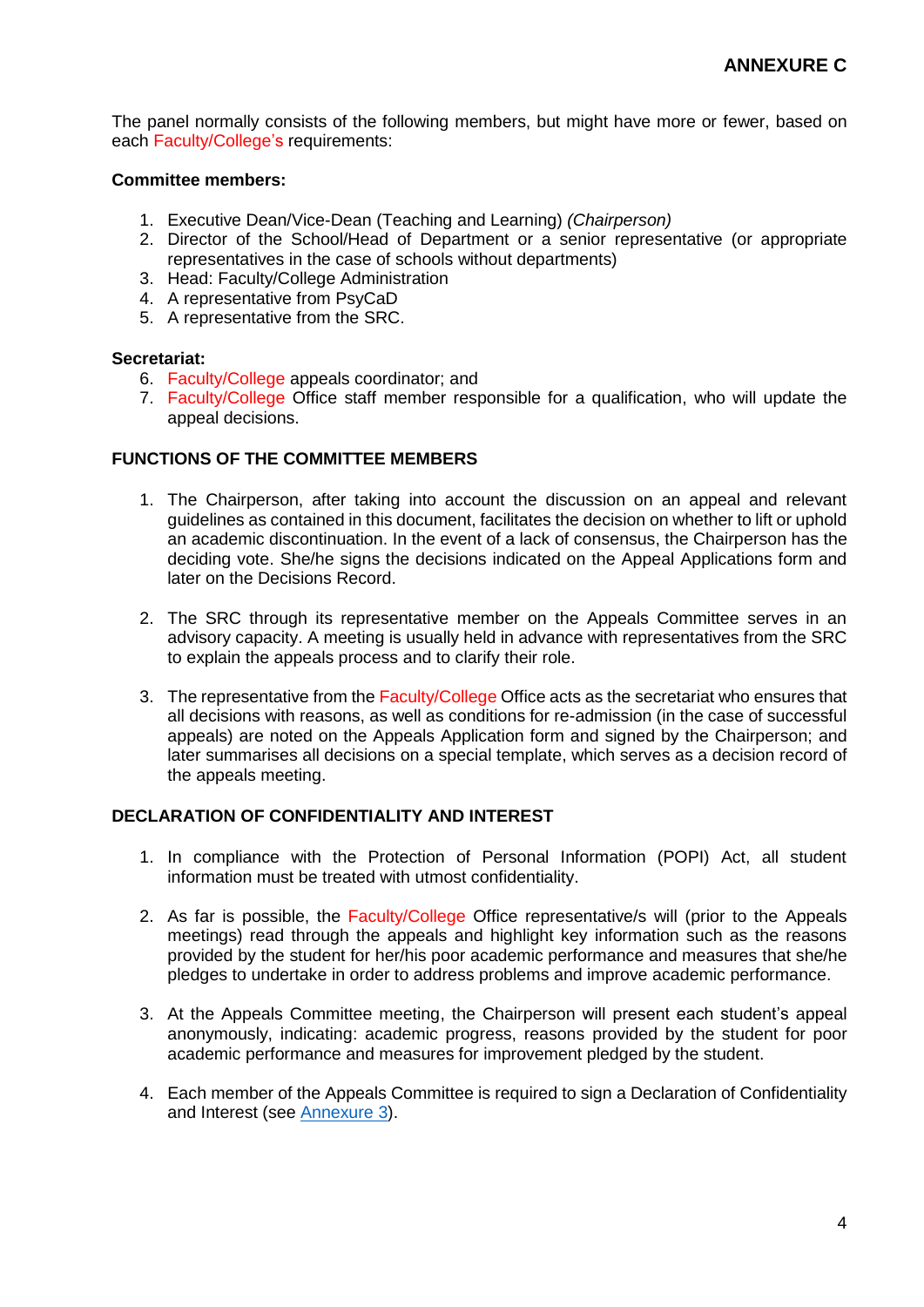## ANNEXURE C

The panel normally consists of the following members, but might have more or fewer, based on each Faculty/College's requirements:

**Committee members:**

1. Executive Dean/Vice-Dean (Teaching and Learning) *(Chairperson)*
2. Director of the School/Head of Department or a senior representative (or appropriate representatives in the case of schools without departments)
3. Head: Faculty/College Administration
4. A representative from PsyCaD
5. A representative from the SRC.

**Secretariat:**

6. Faculty/College appeals coordinator; and
7. Faculty/College Office staff member responsible for a qualification, who will update the appeal decisions.

### FUNCTIONS OF THE COMMITTEE MEMBERS

1. The Chairperson, after taking into account the discussion on an appeal and relevant guidelines as contained in this document, facilitates the decision on whether to lift or uphold an academic discontinuation. In the event of a lack of consensus, the Chairperson has the deciding vote. She/he signs the decisions indicated on the Appeal Applications form and later on the Decisions Record.

2. The SRC through its representative member on the Appeals Committee serves in an advisory capacity. A meeting is usually held in advance with representatives from the SRC to explain the appeals process and to clarify their role.

3. The representative from the Faculty/College Office acts as the secretariat who ensures that all decisions with reasons, as well as conditions for re-admission (in the case of successful appeals) are noted on the Appeals Application form and signed by the Chairperson; and later summarises all decisions on a special template, which serves as a decision record of the appeals meeting.

### DECLARATION OF CONFIDENTIALITY AND INTEREST

1. In compliance with the Protection of Personal Information (POPI) Act, all student information must be treated with utmost confidentiality.

2. As far is possible, the Faculty/College Office representative/s will (prior to the Appeals meetings) read through the appeals and highlight key information such as the reasons provided by the student for her/his poor academic performance and measures that she/he pledges to undertake in order to address problems and improve academic performance.

3. At the Appeals Committee meeting, the Chairperson will present each student's appeal anonymously, indicating: academic progress, reasons provided by the student for poor academic performance and measures for improvement pledged by the student.

4. Each member of the Appeals Committee is required to sign a Declaration of Confidentiality and Interest (see Annexure 3).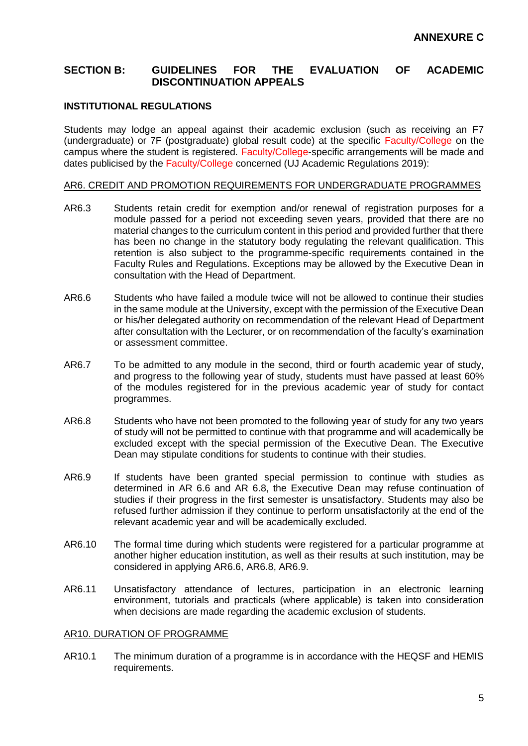**ANNEXURE C**

## SECTION B: GUIDELINES FOR THE EVALUATION OF ACADEMIC DISCONTINUATION APPEALS

### INSTITUTIONAL REGULATIONS

Students may lodge an appeal against their academic exclusion (such as receiving an F7 (undergraduate) or 7F (postgraduate) global result code) at the specific Faculty/College on the campus where the student is registered. Faculty/College-specific arrangements will be made and dates publicised by the Faculty/College concerned (UJ Academic Regulations 2019):

#### AR6. CREDIT AND PROMOTION REQUIREMENTS FOR UNDERGRADUATE PROGRAMMES

AR6.3 Students retain credit for exemption and/or renewal of registration purposes for a module passed for a period not exceeding seven years, provided that there are no material changes to the curriculum content in this period and provided further that there has been no change in the statutory body regulating the relevant qualification. This retention is also subject to the programme-specific requirements contained in the Faculty Rules and Regulations. Exceptions may be allowed by the Executive Dean in consultation with the Head of Department.

AR6.6 Students who have failed a module twice will not be allowed to continue their studies in the same module at the University, except with the permission of the Executive Dean or his/her delegated authority on recommendation of the relevant Head of Department after consultation with the Lecturer, or on recommendation of the faculty's examination or assessment committee.

AR6.7 To be admitted to any module in the second, third or fourth academic year of study, and progress to the following year of study, students must have passed at least 60% of the modules registered for in the previous academic year of study for contact programmes.

AR6.8 Students who have not been promoted to the following year of study for any two years of study will not be permitted to continue with that programme and will academically be excluded except with the special permission of the Executive Dean. The Executive Dean may stipulate conditions for students to continue with their studies.

AR6.9 If students have been granted special permission to continue with studies as determined in AR 6.6 and AR 6.8, the Executive Dean may refuse continuation of studies if their progress in the first semester is unsatisfactory. Students may also be refused further admission if they continue to perform unsatisfactorily at the end of the relevant academic year and will be academically excluded.

AR6.10 The formal time during which students were registered for a particular programme at another higher education institution, as well as their results at such institution, may be considered in applying AR6.6, AR6.8, AR6.9.

AR6.11 Unsatisfactory attendance of lectures, participation in an electronic learning environment, tutorials and practicals (where applicable) is taken into consideration when decisions are made regarding the academic exclusion of students.

#### AR10. DURATION OF PROGRAMME

AR10.1 The minimum duration of a programme is in accordance with the HEQSF and HEMIS requirements.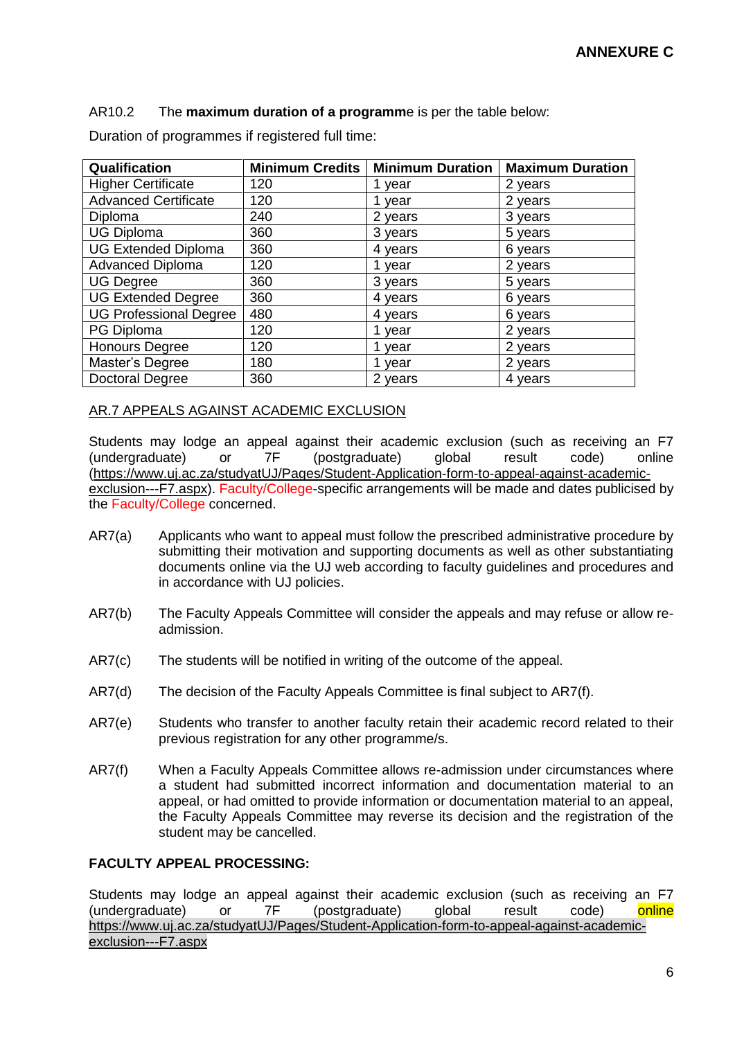**ANNEXURE C**

AR10.2 The **maximum duration of a programm**e is per the table below:

Duration of programmes if registered full time:

| Qualification | Minimum Credits | Minimum Duration | Maximum Duration |
|---|---|---|---|
| Higher Certificate | 120 | 1 year | 2 years |
| Advanced Certificate | 120 | 1 year | 2 years |
| Diploma | 240 | 2 years | 3 years |
| UG Diploma | 360 | 3 years | 5 years |
| UG Extended Diploma | 360 | 4 years | 6 years |
| Advanced Diploma | 120 | 1 year | 2 years |
| UG Degree | 360 | 3 years | 5 years |
| UG Extended Degree | 360 | 4 years | 6 years |
| UG Professional Degree | 480 | 4 years | 6 years |
| PG Diploma | 120 | 1 year | 2 years |
| Honours Degree | 120 | 1 year | 2 years |
| Master's Degree | 180 | 1 year | 2 years |
| Doctoral Degree | 360 | 2 years | 4 years |

AR.7 APPEALS AGAINST ACADEMIC EXCLUSION

Students may lodge an appeal against their academic exclusion (such as receiving an F7 (undergraduate) or 7F (postgraduate) global result code) online (https://www.uj.ac.za/studyatUJ/Pages/Student-Application-form-to-appeal-against-academic-exclusion---F7.aspx). Faculty/College-specific arrangements will be made and dates publicised by the Faculty/College concerned.

AR7(a) Applicants who want to appeal must follow the prescribed administrative procedure by submitting their motivation and supporting documents as well as other substantiating documents online via the UJ web according to faculty guidelines and procedures and in accordance with UJ policies.

AR7(b) The Faculty Appeals Committee will consider the appeals and may refuse or allow re-admission.

AR7(c) The students will be notified in writing of the outcome of the appeal.

AR7(d) The decision of the Faculty Appeals Committee is final subject to AR7(f).

AR7(e) Students who transfer to another faculty retain their academic record related to their previous registration for any other programme/s.

AR7(f) When a Faculty Appeals Committee allows re-admission under circumstances where a student had submitted incorrect information and documentation material to an appeal, or had omitted to provide information or documentation material to an appeal, the Faculty Appeals Committee may reverse its decision and the registration of the student may be cancelled.

**FACULTY APPEAL PROCESSING:**

Students may lodge an appeal against their academic exclusion (such as receiving an F7 (undergraduate) or 7F (postgraduate) global result code) online https://www.uj.ac.za/studyatUJ/Pages/Student-Application-form-to-appeal-against-academic-exclusion---F7.aspx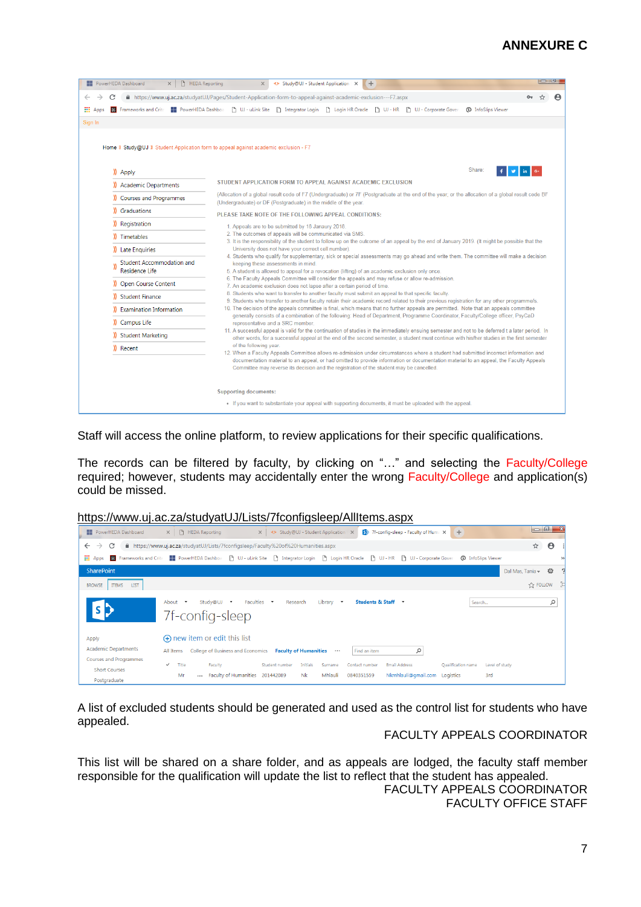# ANNEXURE C

Staff will access the online platform, to review applications for their specific qualifications.

The records can be filtered by faculty, by clicking on "…" and selecting the Faculty/College required; however, students may accidentally enter the wrong Faculty/College and application(s) could be missed.

https://www.uj.ac.za/studyatUJ/Lists/7fconfigsleep/AllItems.aspx

A list of excluded students should be generated and used as the control list for students who have appealed.

FACULTY APPEALS COORDINATOR

This list will be shared on a share folder, and as appeals are lodged, the faculty staff member responsible for the qualification will update the list to reflect that the student has appealed.

FACULTY APPEALS COORDINATOR
FACULTY OFFICE STAFF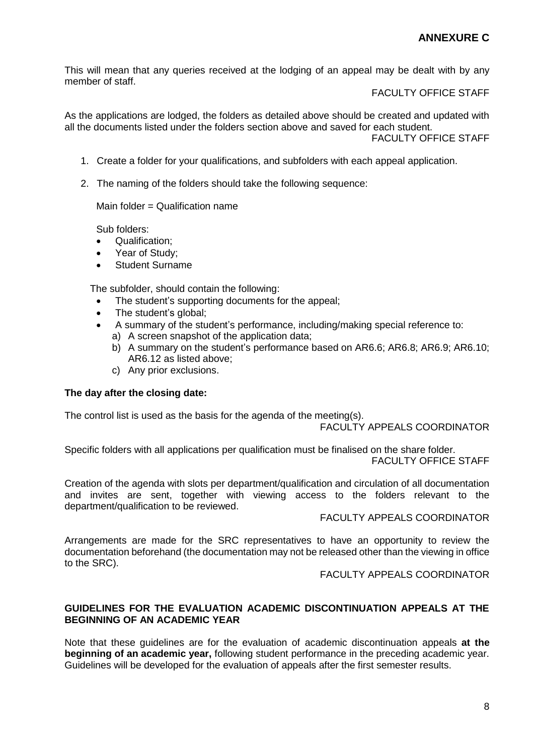**ANNEXURE C**

This will mean that any queries received at the lodging of an appeal may be dealt with by any member of staff.

FACULTY OFFICE STAFF

As the applications are lodged, the folders as detailed above should be created and updated with all the documents listed under the folders section above and saved for each student.

FACULTY OFFICE STAFF

1. Create a folder for your qualifications, and subfolders with each appeal application.
2. The naming of the folders should take the following sequence:

   Main folder = Qualification name

   Sub folders:
   - Qualification;
   - Year of Study;
   - Student Surname

   The subfolder, should contain the following:
   - The student's supporting documents for the appeal;
   - The student's global;
   - A summary of the student's performance, including/making special reference to:
     a) A screen snapshot of the application data;
     b) A summary on the student's performance based on AR6.6; AR6.8; AR6.9; AR6.10; AR6.12 as listed above;
     c) Any prior exclusions.

**The day after the closing date:**

The control list is used as the basis for the agenda of the meeting(s).

FACULTY APPEALS COORDINATOR

Specific folders with all applications per qualification must be finalised on the share folder.

FACULTY OFFICE STAFF

Creation of the agenda with slots per department/qualification and circulation of all documentation and invites are sent, together with viewing access to the folders relevant to the department/qualification to be reviewed.

FACULTY APPEALS COORDINATOR

Arrangements are made for the SRC representatives to have an opportunity to review the documentation beforehand (the documentation may not be released other than the viewing in office to the SRC).

FACULTY APPEALS COORDINATOR

**GUIDELINES FOR THE EVALUATION ACADEMIC DISCONTINUATION APPEALS AT THE BEGINNING OF AN ACADEMIC YEAR**

Note that these guidelines are for the evaluation of academic discontinuation appeals **at the beginning of an academic year,** following student performance in the preceding academic year. Guidelines will be developed for the evaluation of appeals after the first semester results.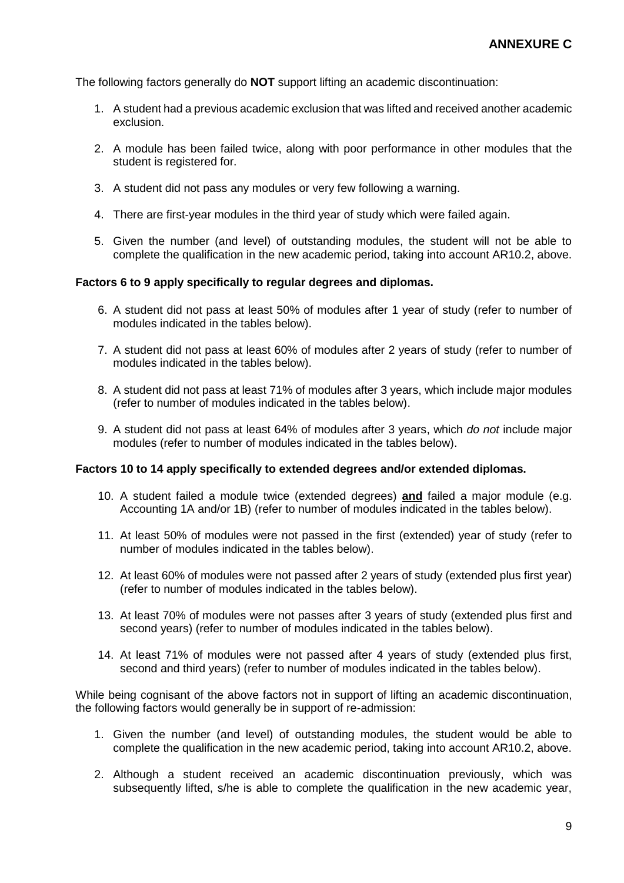## ANNEXURE C

The following factors generally do **NOT** support lifting an academic discontinuation:

1. A student had a previous academic exclusion that was lifted and received another academic exclusion.

2. A module has been failed twice, along with poor performance in other modules that the student is registered for.

3. A student did not pass any modules or very few following a warning.

4. There are first-year modules in the third year of study which were failed again.

5. Given the number (and level) of outstanding modules, the student will not be able to complete the qualification in the new academic period, taking into account AR10.2, above.

**Factors 6 to 9 apply specifically to regular degrees and diplomas.**

6. A student did not pass at least 50% of modules after 1 year of study (refer to number of modules indicated in the tables below).

7. A student did not pass at least 60% of modules after 2 years of study (refer to number of modules indicated in the tables below).

8. A student did not pass at least 71% of modules after 3 years, which include major modules (refer to number of modules indicated in the tables below).

9. A student did not pass at least 64% of modules after 3 years, which *do not* include major modules (refer to number of modules indicated in the tables below).

**Factors 10 to 14 apply specifically to extended degrees and/or extended diplomas.**

10. A student failed a module twice (extended degrees) **and** failed a major module (e.g. Accounting 1A and/or 1B) (refer to number of modules indicated in the tables below).

11. At least 50% of modules were not passed in the first (extended) year of study (refer to number of modules indicated in the tables below).

12. At least 60% of modules were not passed after 2 years of study (extended plus first year) (refer to number of modules indicated in the tables below).

13. At least 70% of modules were not passes after 3 years of study (extended plus first and second years) (refer to number of modules indicated in the tables below).

14. At least 71% of modules were not passed after 4 years of study (extended plus first, second and third years) (refer to number of modules indicated in the tables below).

While being cognisant of the above factors not in support of lifting an academic discontinuation, the following factors would generally be in support of re-admission:

1. Given the number (and level) of outstanding modules, the student would be able to complete the qualification in the new academic period, taking into account AR10.2, above.

2. Although a student received an academic discontinuation previously, which was subsequently lifted, s/he is able to complete the qualification in the new academic year,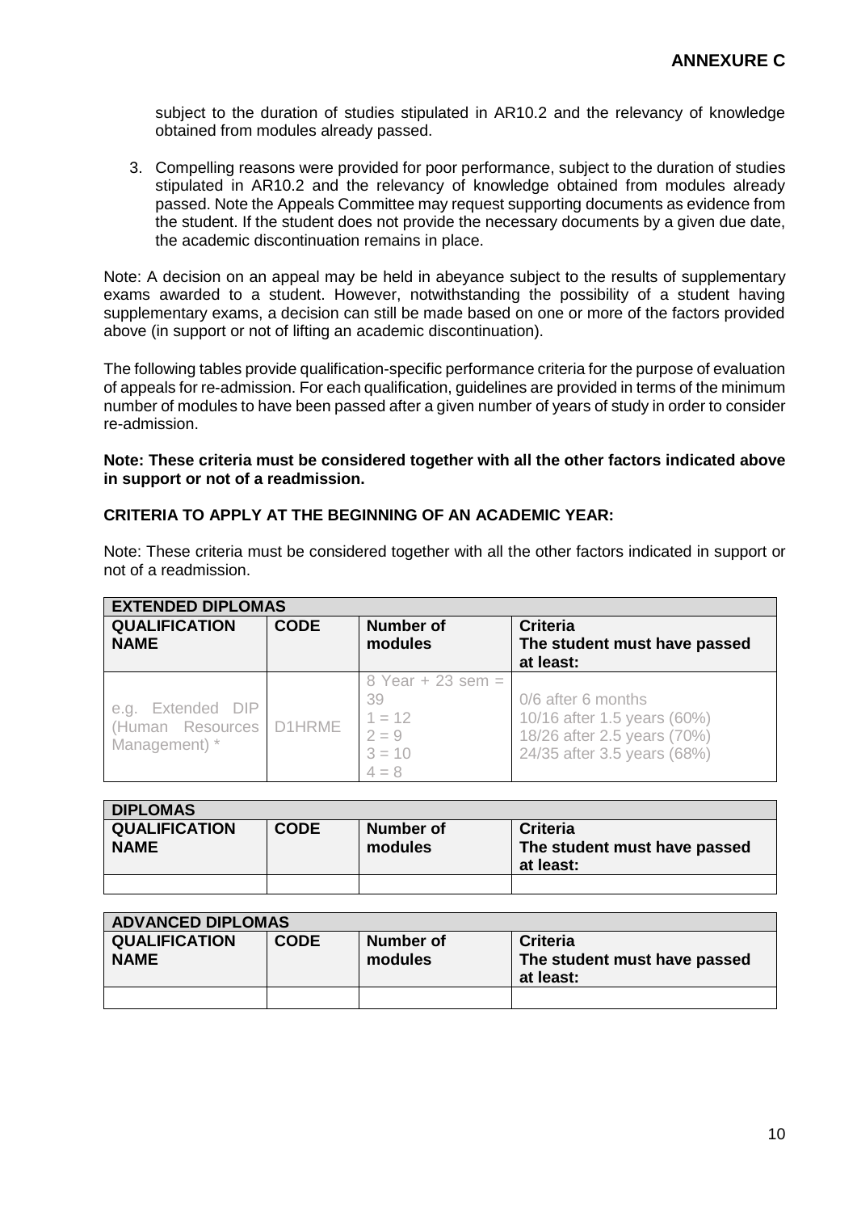**ANNEXURE C**

subject to the duration of studies stipulated in AR10.2 and the relevancy of knowledge obtained from modules already passed.

3. Compelling reasons were provided for poor performance, subject to the duration of studies stipulated in AR10.2 and the relevancy of knowledge obtained from modules already passed. Note the Appeals Committee may request supporting documents as evidence from the student. If the student does not provide the necessary documents by a given due date, the academic discontinuation remains in place.

Note: A decision on an appeal may be held in abeyance subject to the results of supplementary exams awarded to a student. However, notwithstanding the possibility of a student having supplementary exams, a decision can still be made based on one or more of the factors provided above (in support or not of lifting an academic discontinuation).

The following tables provide qualification-specific performance criteria for the purpose of evaluation of appeals for re-admission. For each qualification, guidelines are provided in terms of the minimum number of modules to have been passed after a given number of years of study in order to consider re-admission.

**Note: These criteria must be considered together with all the other factors indicated above in support or not of a readmission.**

**CRITERIA TO APPLY AT THE BEGINNING OF AN ACADEMIC YEAR:**

Note: These criteria must be considered together with all the other factors indicated in support or not of a readmission.

| **EXTENDED DIPLOMAS** | | | |
|---|---|---|---|
| **QUALIFICATION NAME** | **CODE** | **Number of modules** | **Criteria** The student must have passed at least: |
| e.g. Extended DIP (Human Resources Management) * | D1HRME | 8 Year + 23 sem = 39<br>1 = 12<br>2 = 9<br>3 = 10<br>4 = 8 | 0/6 after 6 months<br>10/16 after 1.5 years (60%)<br>18/26 after 2.5 years (70%)<br>24/35 after 3.5 years (68%) |

| **DIPLOMAS** | | | |
|---|---|---|---|
| **QUALIFICATION NAME** | **CODE** | **Number of modules** | **Criteria** The student must have passed at least: |
| | | | |

| **ADVANCED DIPLOMAS** | | | |
|---|---|---|---|
| **QUALIFICATION NAME** | **CODE** | **Number of modules** | **Criteria** The student must have passed at least: |
| | | | |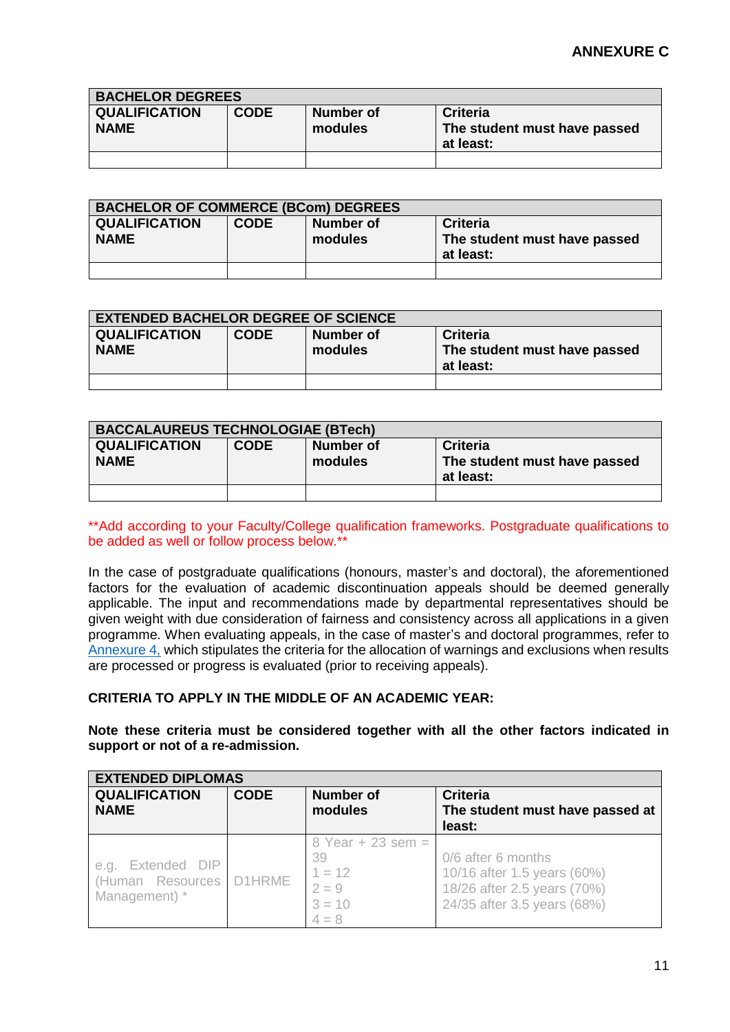**ANNEXURE C**

| BACHELOR DEGREES | | | |
|---|---|---|---|
| **QUALIFICATION NAME** | **CODE** | **Number of modules** | **Criteria The student must have passed at least:** |
| | | | |

| BACHELOR OF COMMERCE (BCom) DEGREES | | | |
|---|---|---|---|
| **QUALIFICATION NAME** | **CODE** | **Number of modules** | **Criteria The student must have passed at least:** |
| | | | |

| EXTENDED BACHELOR DEGREE OF SCIENCE | | | |
|---|---|---|---|
| **QUALIFICATION NAME** | **CODE** | **Number of modules** | **Criteria The student must have passed at least:** |
| | | | |

| BACCALAUREUS TECHNOLOGIAE (BTech) | | | |
|---|---|---|---|
| **QUALIFICATION NAME** | **CODE** | **Number of modules** | **Criteria The student must have passed at least:** |
| | | | |

**Add according to your Faculty/College qualification frameworks. Postgraduate qualifications to be added as well or follow process below.**

In the case of postgraduate qualifications (honours, master's and doctoral), the aforementioned factors for the evaluation of academic discontinuation appeals should be deemed generally applicable. The input and recommendations made by departmental representatives should be given weight with due consideration of fairness and consistency across all applications in a given programme. When evaluating appeals, in the case of master's and doctoral programmes, refer to Annexure 4, which stipulates the criteria for the allocation of warnings and exclusions when results are processed or progress is evaluated (prior to receiving appeals).

**CRITERIA TO APPLY IN THE MIDDLE OF AN ACADEMIC YEAR:**

**Note these criteria must be considered together with all the other factors indicated in support or not of a re-admission.**

| EXTENDED DIPLOMAS | | | |
|---|---|---|---|
| **QUALIFICATION NAME** | **CODE** | **Number of modules** | **Criteria The student must have passed at least:** |
| e.g. Extended DIP (Human Resources Management) * | D1HRME | 8 Year + 23 sem = 39<br>1 = 12<br>2 = 9<br>3 = 10<br>4 = 8 | 0/6 after 6 months<br>10/16 after 1.5 years (60%)<br>18/26 after 2.5 years (70%)<br>24/35 after 3.5 years (68%) |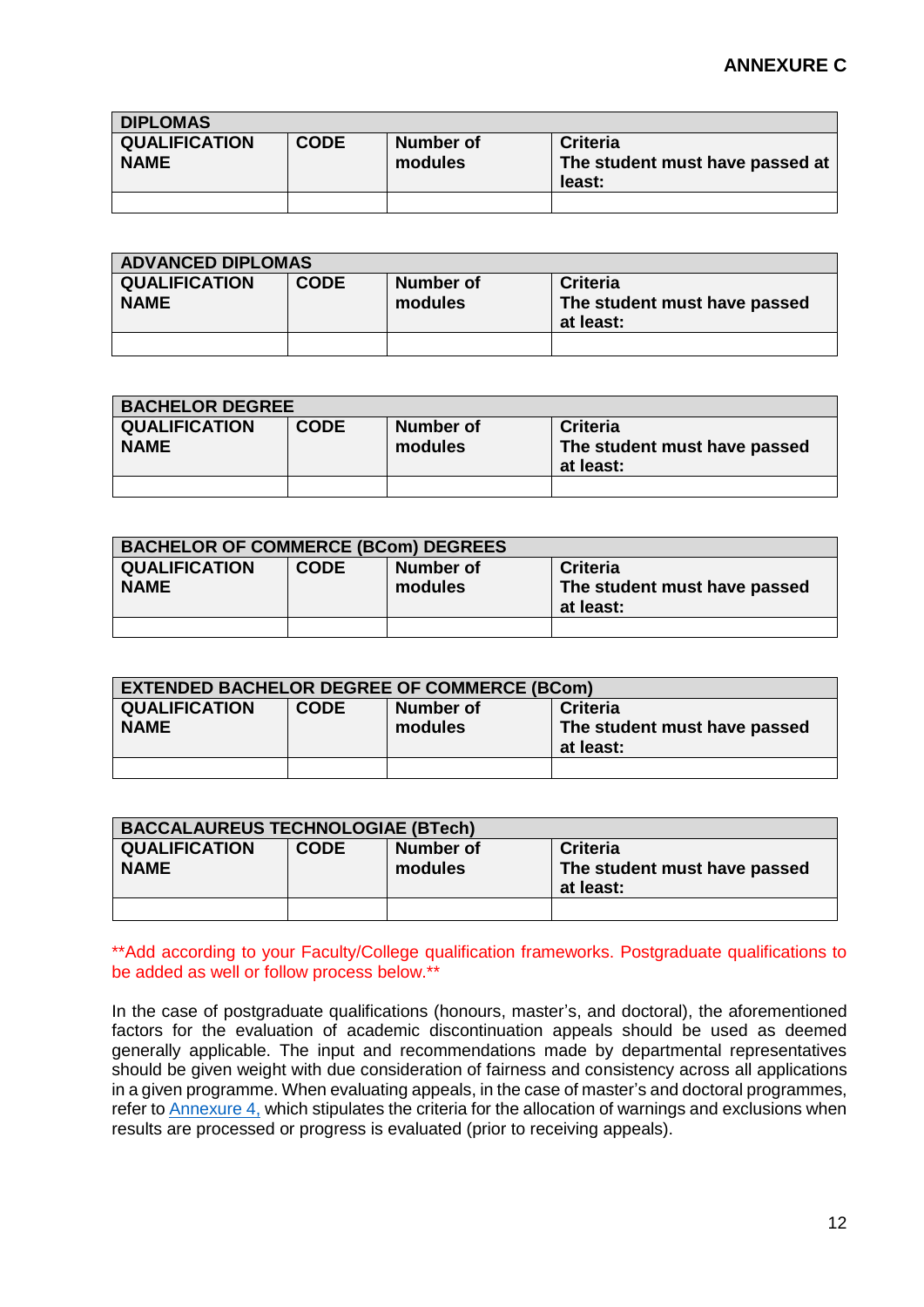## ANNEXURE C

| DIPLOMAS | | | |
|---|---|---|---|
| **QUALIFICATION NAME** | **CODE** | **Number of modules** | **Criteria**<br>**The student must have passed at least:** |
| | | | |

| ADVANCED DIPLOMAS | | | |
|---|---|---|---|
| **QUALIFICATION NAME** | **CODE** | **Number of modules** | **Criteria**<br>**The student must have passed at least:** |
| | | | |

| BACHELOR DEGREE | | | |
|---|---|---|---|
| **QUALIFICATION NAME** | **CODE** | **Number of modules** | **Criteria**<br>**The student must have passed at least:** |
| | | | |

| BACHELOR OF COMMERCE (BCom) DEGREES | | | |
|---|---|---|---|
| **QUALIFICATION NAME** | **CODE** | **Number of modules** | **Criteria**<br>**The student must have passed at least:** |
| | | | |

| EXTENDED BACHELOR DEGREE OF COMMERCE (BCom) | | | |
|---|---|---|---|
| **QUALIFICATION NAME** | **CODE** | **Number of modules** | **Criteria**<br>**The student must have passed at least:** |
| | | | |

| BACCALAUREUS TECHNOLOGIAE (BTech) | | | |
|---|---|---|---|
| **QUALIFICATION NAME** | **CODE** | **Number of modules** | **Criteria**<br>**The student must have passed at least:** |
| | | | |

**Add according to your Faculty/College qualification frameworks. Postgraduate qualifications to be added as well or follow process below.**

In the case of postgraduate qualifications (honours, master's, and doctoral), the aforementioned factors for the evaluation of academic discontinuation appeals should be used as deemed generally applicable. The input and recommendations made by departmental representatives should be given weight with due consideration of fairness and consistency across all applications in a given programme. When evaluating appeals, in the case of master's and doctoral programmes, refer to Annexure 4, which stipulates the criteria for the allocation of warnings and exclusions when results are processed or progress is evaluated (prior to receiving appeals).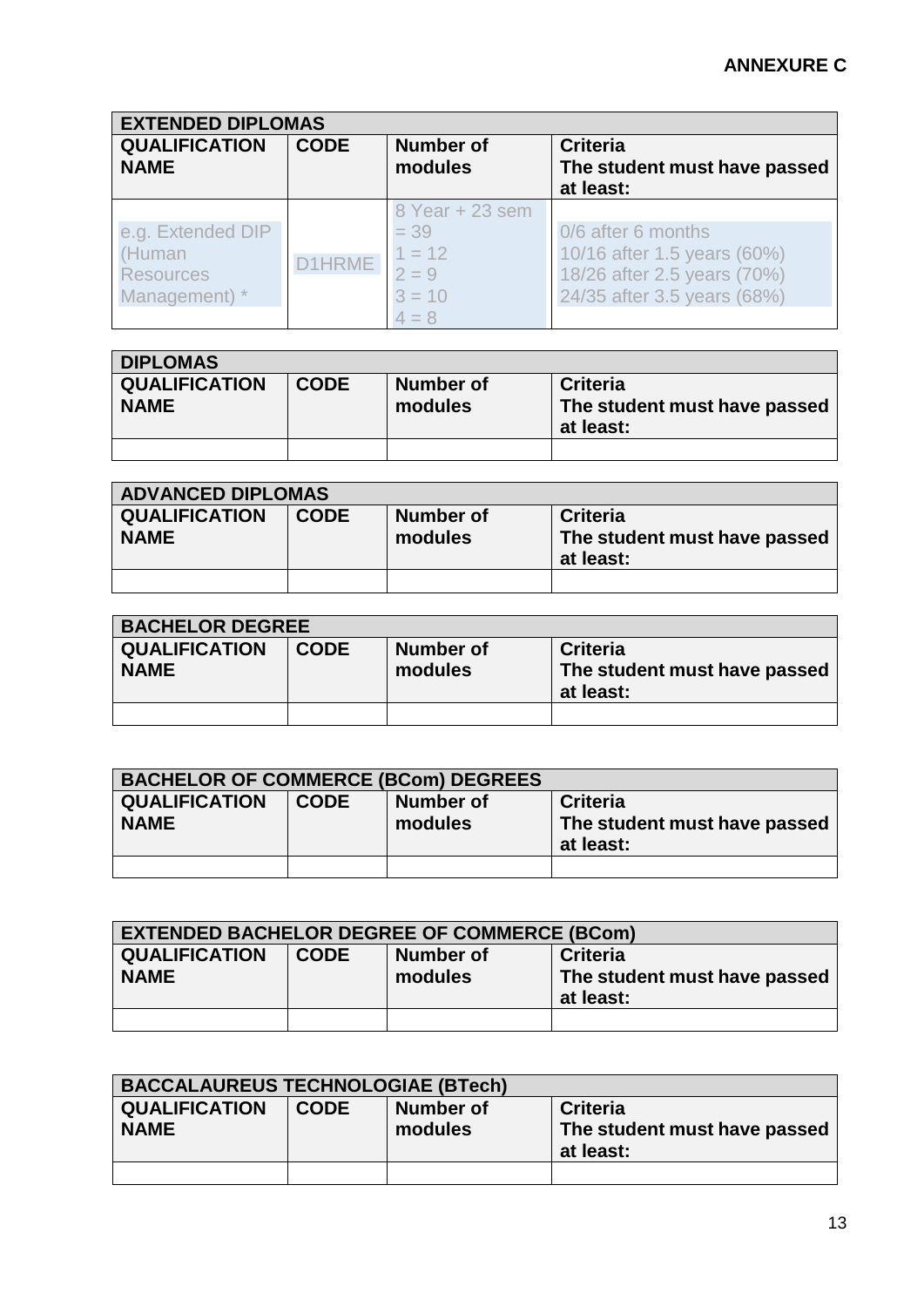**ANNEXURE C**

| EXTENDED DIPLOMAS | | | |
|---|---|---|---|
| **QUALIFICATION NAME** | **CODE** | **Number of modules** | **Criteria**<br>**The student must have passed at least:** |
| e.g. Extended DIP (Human Resources Management) * | D1HRME | 8 Year + 23 sem = 39<br>1 = 12<br>2 = 9<br>3 = 10<br>4 = 8 | 0/6 after 6 months<br>10/16 after 1.5 years (60%)<br>18/26 after 2.5 years (70%)<br>24/35 after 3.5 years (68%) |

| DIPLOMAS | | | |
|---|---|---|---|
| **QUALIFICATION NAME** | **CODE** | **Number of modules** | **Criteria**<br>**The student must have passed at least:** |
| | | | |

| ADVANCED DIPLOMAS | | | |
|---|---|---|---|
| **QUALIFICATION NAME** | **CODE** | **Number of modules** | **Criteria**<br>**The student must have passed at least:** |
| | | | |

| BACHELOR DEGREE | | | |
|---|---|---|---|
| **QUALIFICATION NAME** | **CODE** | **Number of modules** | **Criteria**<br>**The student must have passed at least:** |
| | | | |

| BACHELOR OF COMMERCE (BCom) DEGREES | | | |
|---|---|---|---|
| **QUALIFICATION NAME** | **CODE** | **Number of modules** | **Criteria**<br>**The student must have passed at least:** |
| | | | |

| EXTENDED BACHELOR DEGREE OF COMMERCE (BCom) | | | |
|---|---|---|---|
| **QUALIFICATION NAME** | **CODE** | **Number of modules** | **Criteria**<br>**The student must have passed at least:** |
| | | | |

| BACCALAUREUS TECHNOLOGIAE (BTech) | | | |
|---|---|---|---|
| **QUALIFICATION NAME** | **CODE** | **Number of modules** | **Criteria**<br>**The student must have passed at least:** |
| | | | |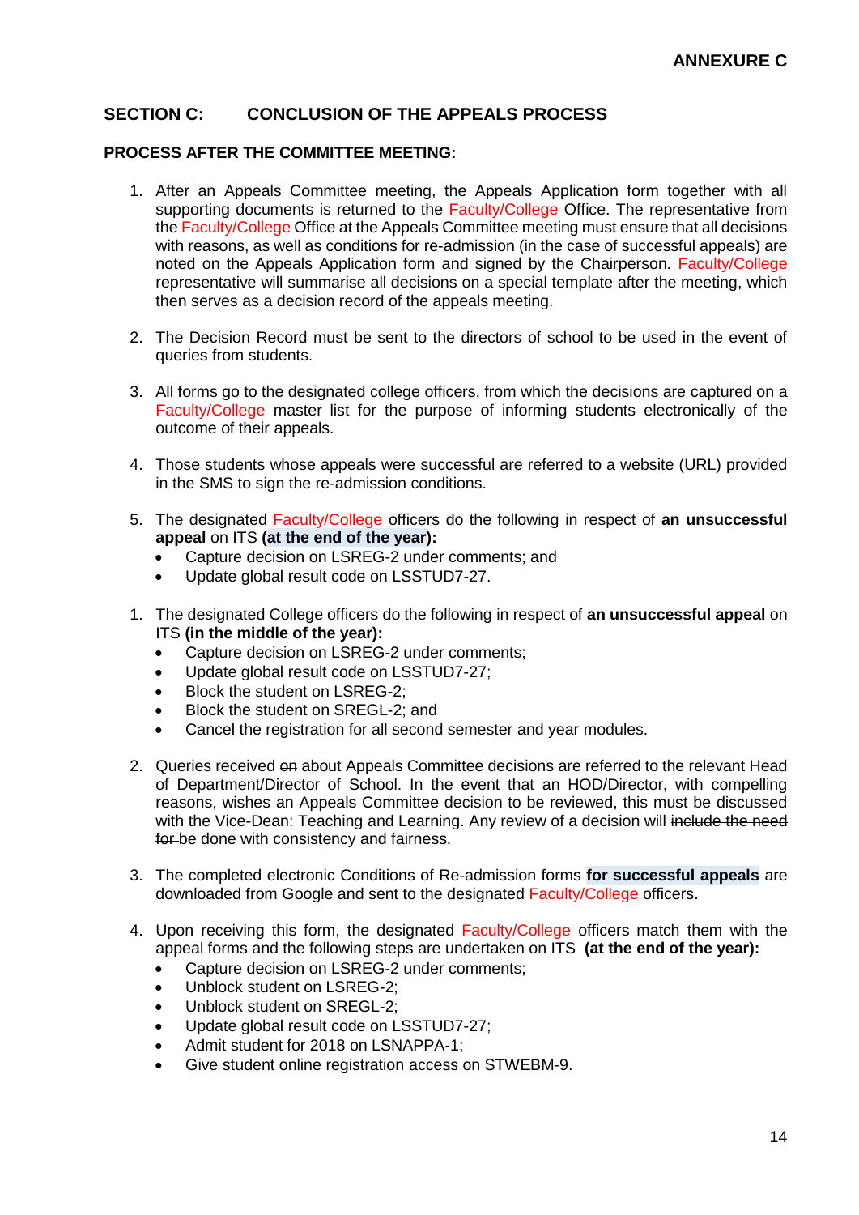**ANNEXURE C**

## SECTION C: CONCLUSION OF THE APPEALS PROCESS

### PROCESS AFTER THE COMMITTEE MEETING:

1. After an Appeals Committee meeting, the Appeals Application form together with all supporting documents is returned to the Faculty/College Office. The representative from the Faculty/College Office at the Appeals Committee meeting must ensure that all decisions with reasons, as well as conditions for re-admission (in the case of successful appeals) are noted on the Appeals Application form and signed by the Chairperson. Faculty/College representative will summarise all decisions on a special template after the meeting, which then serves as a decision record of the appeals meeting.

2. The Decision Record must be sent to the directors of school to be used in the event of queries from students.

3. All forms go to the designated college officers, from which the decisions are captured on a Faculty/College master list for the purpose of informing students electronically of the outcome of their appeals.

4. Those students whose appeals were successful are referred to a website (URL) provided in the SMS to sign the re-admission conditions.

5. The designated Faculty/College officers do the following in respect of **an unsuccessful appeal** on ITS **(at the end of the year):**
   - Capture decision on LSREG-2 under comments; and
   - Update global result code on LSSTUD7-27.

1. The designated College officers do the following in respect of **an unsuccessful appeal** on ITS **(in the middle of the year):**
   - Capture decision on LSREG-2 under comments;
   - Update global result code on LSSTUD7-27;
   - Block the student on LSREG-2;
   - Block the student on SREGL-2; and
   - Cancel the registration for all second semester and year modules.

2. Queries received ~~on~~ about Appeals Committee decisions are referred to the relevant Head of Department/Director of School. In the event that an HOD/Director, with compelling reasons, wishes an Appeals Committee decision to be reviewed, this must be discussed with the Vice-Dean: Teaching and Learning. Any review of a decision will ~~include the need for~~ be done with consistency and fairness.

3. The completed electronic Conditions of Re-admission forms **for successful appeals** are downloaded from Google and sent to the designated Faculty/College officers.

4. Upon receiving this form, the designated Faculty/College officers match them with the appeal forms and the following steps are undertaken on ITS **(at the end of the year):**
   - Capture decision on LSREG-2 under comments;
   - Unblock student on LSREG-2;
   - Unblock student on SREGL-2;
   - Update global result code on LSSTUD7-27;
   - Admit student for 2018 on LSNAPPA-1;
   - Give student online registration access on STWEBM-9.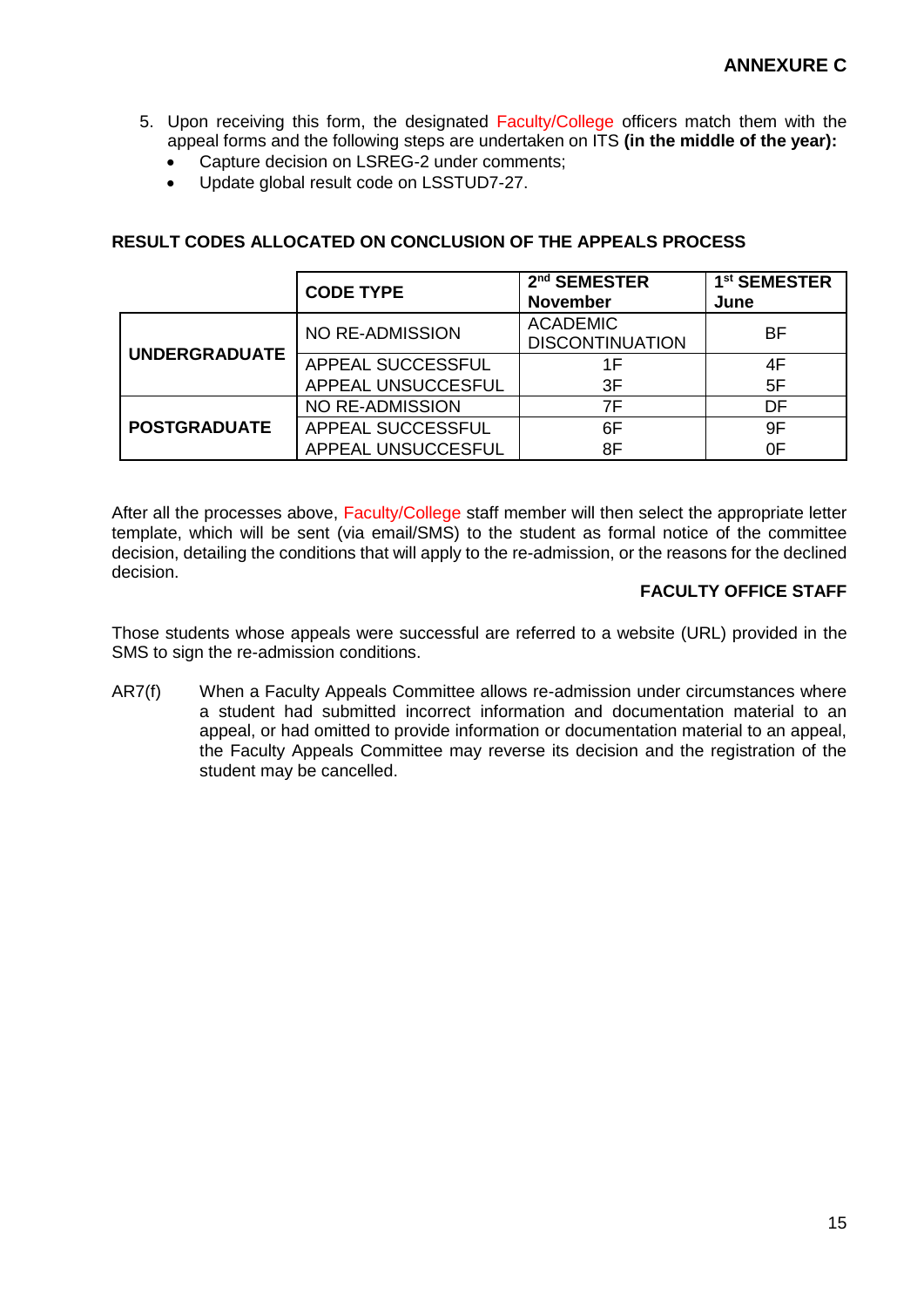**ANNEXURE C**

5. Upon receiving this form, the designated Faculty/College officers match them with the appeal forms and the following steps are undertaken on ITS **(in the middle of the year):**
   - Capture decision on LSREG-2 under comments;
   - Update global result code on LSSTUD7-27.

**RESULT CODES ALLOCATED ON CONCLUSION OF THE APPEALS PROCESS**

| | **CODE TYPE** | **2nd SEMESTER November** | **1st SEMESTER June** |
|---|---|---|---|
| **UNDERGRADUATE** | NO RE-ADMISSION | ACADEMIC DISCONTINUATION | BF |
| | APPEAL SUCCESSFUL | 1F | 4F |
| | APPEAL UNSUCCESFUL | 3F | 5F |
| **POSTGRADUATE** | NO RE-ADMISSION | 7F | DF |
| | APPEAL SUCCESSFUL | 6F | 9F |
| | APPEAL UNSUCCESFUL | 8F | 0F |

After all the processes above, Faculty/College staff member will then select the appropriate letter template, which will be sent (via email/SMS) to the student as formal notice of the committee decision, detailing the conditions that will apply to the re-admission, or the reasons for the declined decision.

**FACULTY OFFICE STAFF**

Those students whose appeals were successful are referred to a website (URL) provided in the SMS to sign the re-admission conditions.

AR7(f) When a Faculty Appeals Committee allows re-admission under circumstances where a student had submitted incorrect information and documentation material to an appeal, or had omitted to provide information or documentation material to an appeal, the Faculty Appeals Committee may reverse its decision and the registration of the student may be cancelled.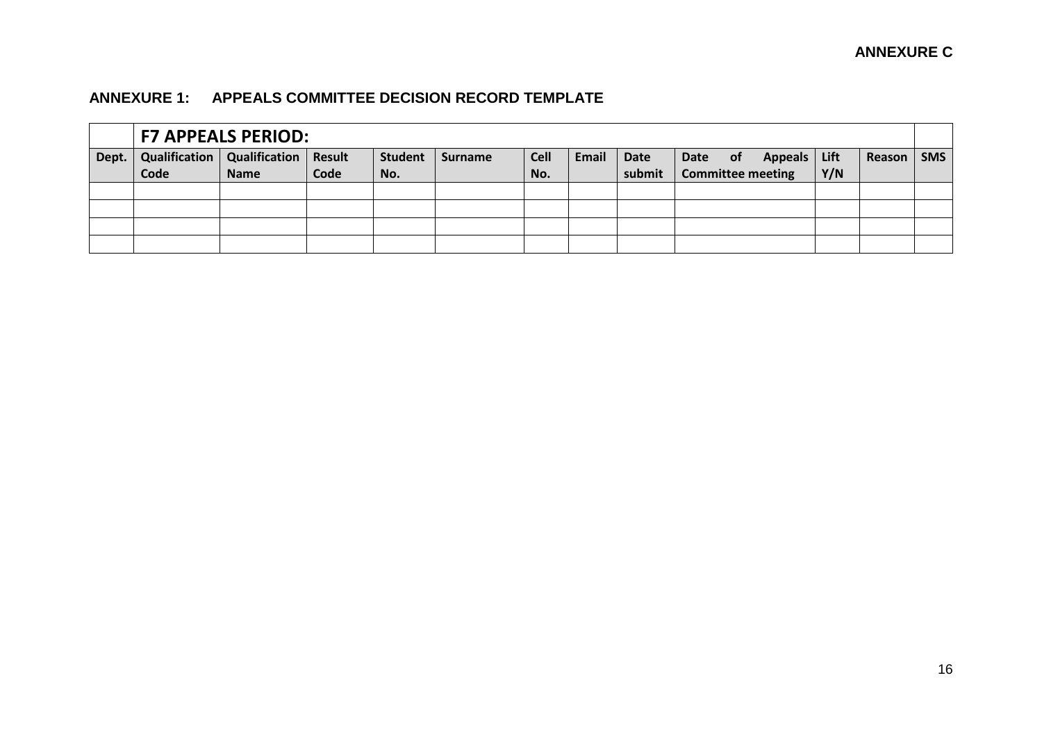**ANNEXURE C**

## ANNEXURE 1: APPEALS COMMITTEE DECISION RECORD TEMPLATE

| | **F7 APPEALS PERIOD:** | | | | | | | | | | | |
|---|---|---|---|---|---|---|---|---|---|---|---|---|
| **Dept.** | **Qualification Code** | **Qualification Name** | **Result Code** | **Student No.** | **Surname** | **Cell No.** | **Email** | **Date submit** | **Date of Appeals Committee meeting** | **Lift Y/N** | **Reason** | **SMS** |
| | | | | | | | | | | | | |
| | | | | | | | | | | | | |
| | | | | | | | | | | | | |
| | | | | | | | | | | | | |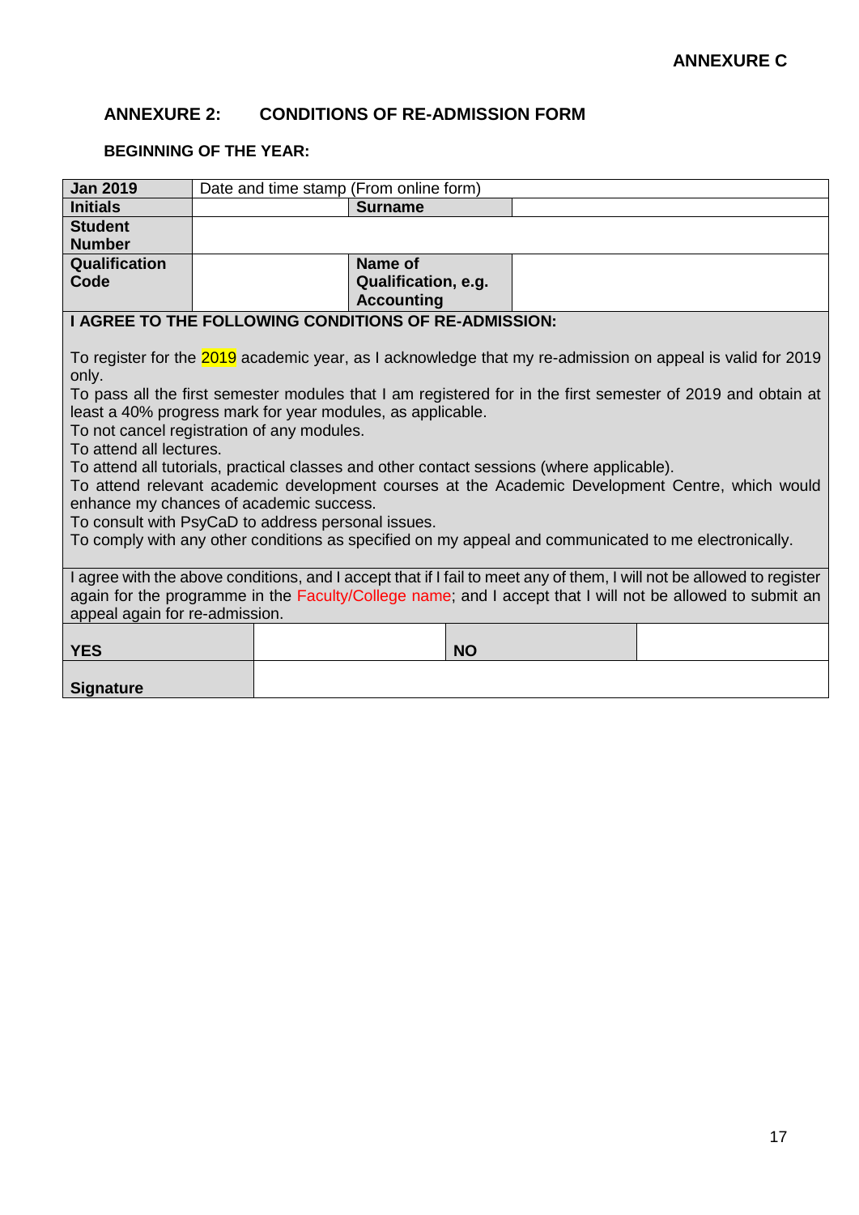**ANNEXURE C**

## ANNEXURE 2: CONDITIONS OF RE-ADMISSION FORM

### BEGINNING OF THE YEAR:

| **Jan 2019** | Date and time stamp (From online form) | | |
|---|---|---|---|
| **Initials** | | **Surname** | |
| **Student Number** | | | |
| **Qualification Code** | | **Name of Qualification, e.g. Accounting** | |

**I AGREE TO THE FOLLOWING CONDITIONS OF RE-ADMISSION:**

To register for the 2019 academic year, as I acknowledge that my re-admission on appeal is valid for 2019 only.
To pass all the first semester modules that I am registered for in the first semester of 2019 and obtain at least a 40% progress mark for year modules, as applicable.
To not cancel registration of any modules.
To attend all lectures.
To attend all tutorials, practical classes and other contact sessions (where applicable).
To attend relevant academic development courses at the Academic Development Centre, which would enhance my chances of academic success.
To consult with PsyCaD to address personal issues.
To comply with any other conditions as specified on my appeal and communicated to me electronically.

I agree with the above conditions, and I accept that if I fail to meet any of them, I will not be allowed to register again for the programme in the Faculty/College name; and I accept that I will not be allowed to submit an appeal again for re-admission.

| **YES** | | **NO** | |
|---|---|---|---|
| **Signature** | | | |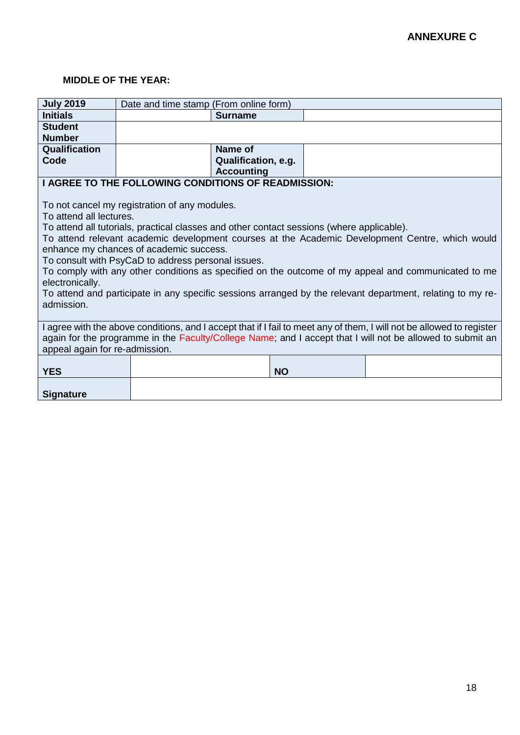**ANNEXURE C**

**MIDDLE OF THE YEAR:**

| **July 2019** | Date and time stamp (From online form) | | |
|---|---|---|---|
| **Initials** | | **Surname** | |
| **Student Number** | | | |
| **Qualification Code** | | **Name of Qualification, e.g. Accounting** | |

**I AGREE TO THE FOLLOWING CONDITIONS OF READMISSION:**

To not cancel my registration of any modules.
To attend all lectures.
To attend all tutorials, practical classes and other contact sessions (where applicable).
To attend relevant academic development courses at the Academic Development Centre, which would enhance my chances of academic success.
To consult with PsyCaD to address personal issues.
To comply with any other conditions as specified on the outcome of my appeal and communicated to me electronically.
To attend and participate in any specific sessions arranged by the relevant department, relating to my re-admission.

I agree with the above conditions, and I accept that if I fail to meet any of them, I will not be allowed to register again for the programme in the Faculty/College Name; and I accept that I will not be allowed to submit an appeal again for re-admission.

| **YES** | | **NO** | |
|---|---|---|---|
| **Signature** | | | |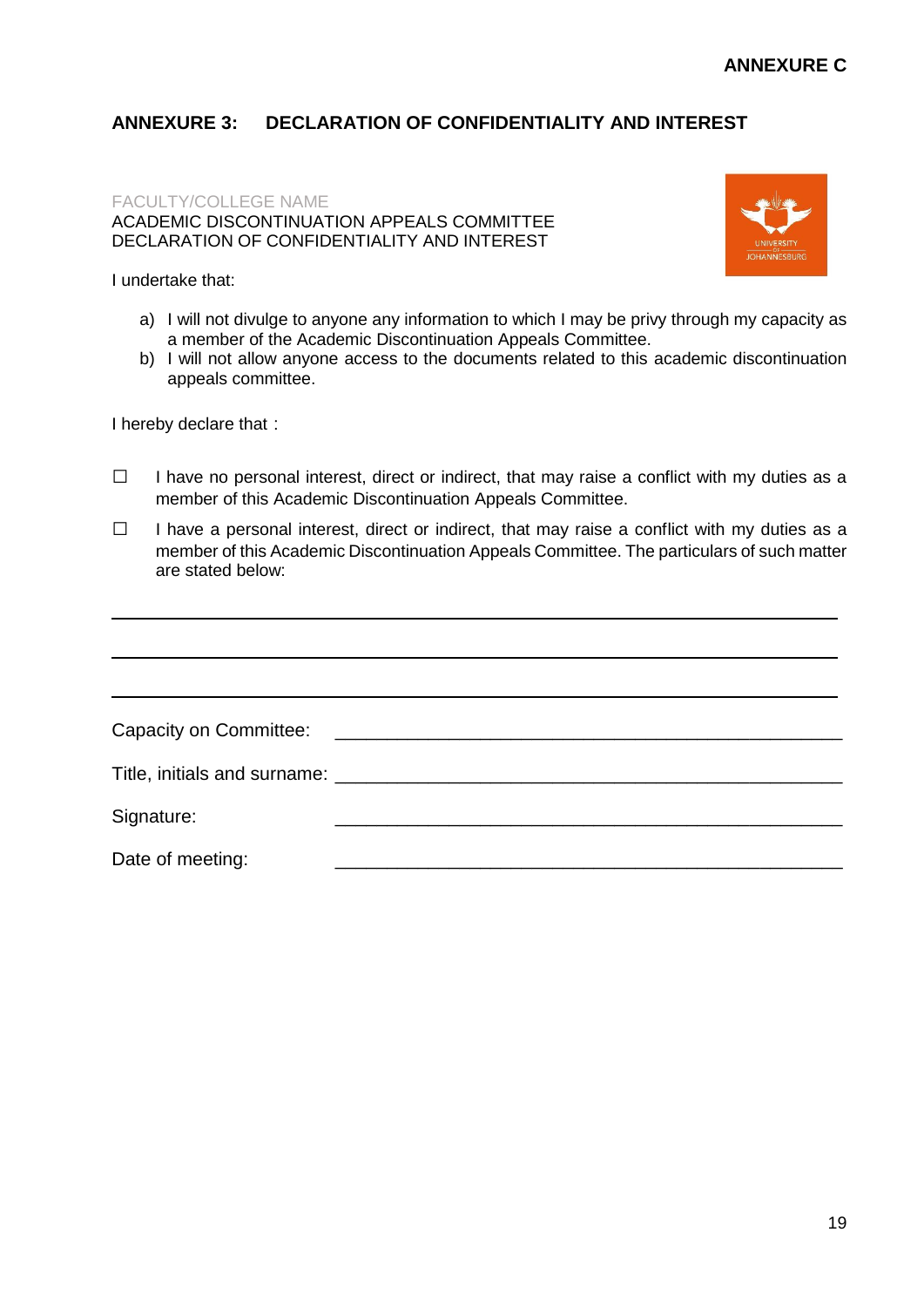**ANNEXURE C**

## ANNEXURE 3: DECLARATION OF CONFIDENTIALITY AND INTEREST

FACULTY/COLLEGE NAME
ACADEMIC DISCONTINUATION APPEALS COMMITTEE
DECLARATION OF CONFIDENTIALITY AND INTEREST

I undertake that:

a) I will not divulge to anyone any information to which I may be privy through my capacity as a member of the Academic Discontinuation Appeals Committee.
b) I will not allow anyone access to the documents related to this academic discontinuation appeals committee.

I hereby declare that :

☐ I have no personal interest, direct or indirect, that may raise a conflict with my duties as a member of this Academic Discontinuation Appeals Committee.

☐ I have a personal interest, direct or indirect, that may raise a conflict with my duties as a member of this Academic Discontinuation Appeals Committee. The particulars of such matter are stated below:

______________________________________________________________________

______________________________________________________________________

______________________________________________________________________

Capacity on Committee: ______________________________________________

Title, initials and surname: ___________________________________________

Signature: ______________________________________________

Date of meeting: ______________________________________________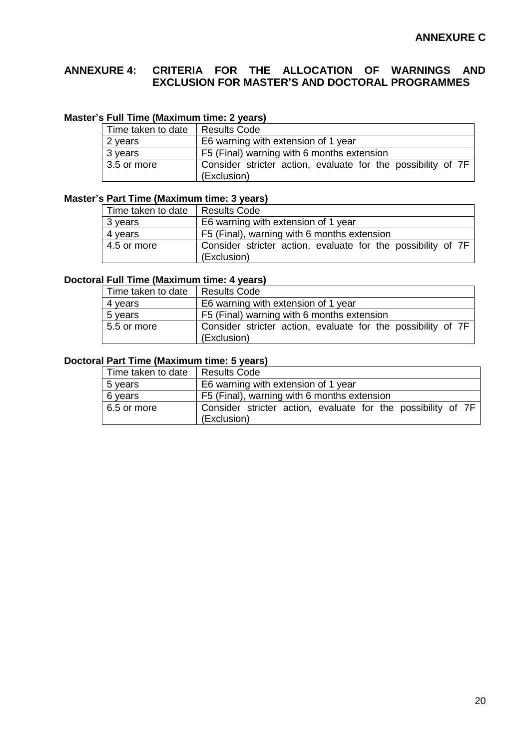**ANNEXURE C**

## ANNEXURE 4: CRITERIA FOR THE ALLOCATION OF WARNINGS AND EXCLUSION FOR MASTER'S AND DOCTORAL PROGRAMMES

**Master's Full Time (Maximum time: 2 years)**

| Time taken to date | Results Code |
|---|---|
| 2 years | E6 warning with extension of 1 year |
| 3 years | F5 (Final) warning with 6 months extension |
| 3.5 or more | Consider stricter action, evaluate for the possibility of 7F (Exclusion) |

**Master's Part Time (Maximum time: 3 years)**

| Time taken to date | Results Code |
|---|---|
| 3 years | E6 warning with extension of 1 year |
| 4 years | F5 (Final), warning with 6 months extension |
| 4.5 or more | Consider stricter action, evaluate for the possibility of 7F (Exclusion) |

**Doctoral Full Time (Maximum time: 4 years)**

| Time taken to date | Results Code |
|---|---|
| 4 years | E6 warning with extension of 1 year |
| 5 years | F5 (Final) warning with 6 months extension |
| 5.5 or more | Consider stricter action, evaluate for the possibility of 7F (Exclusion) |

**Doctoral Part Time (Maximum time: 5 years)**

| Time taken to date | Results Code |
|---|---|
| 5 years | E6 warning with extension of 1 year |
| 6 years | F5 (Final), warning with 6 months extension |
| 6.5 or more | Consider stricter action, evaluate for the possibility of 7F (Exclusion) |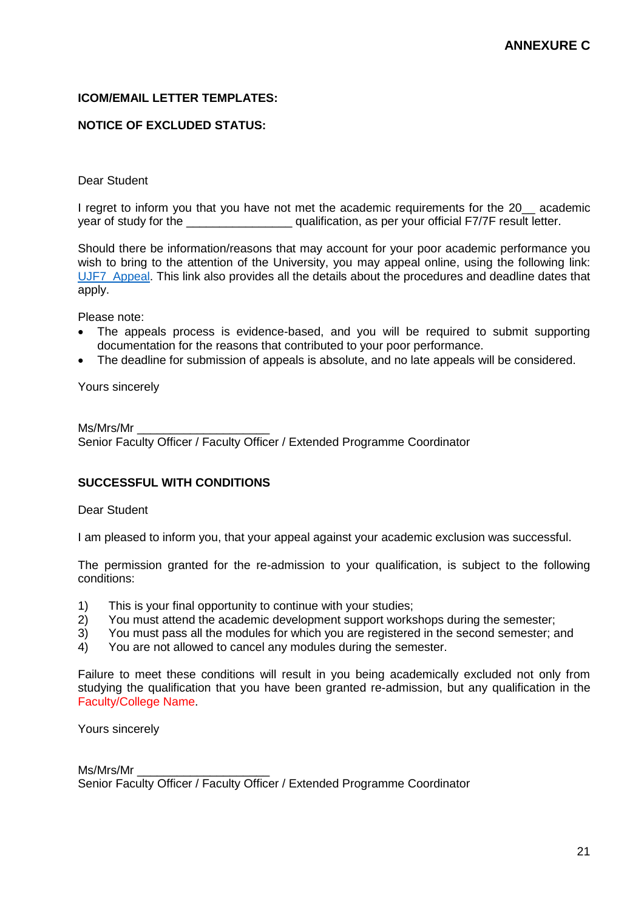**ANNEXURE C**

**ICOM/EMAIL LETTER TEMPLATES:**

**NOTICE OF EXCLUDED STATUS:**

Dear Student

I regret to inform you that you have not met the academic requirements for the 20__ academic year of study for the ________________ qualification, as per your official F7/7F result letter.

Should there be information/reasons that may account for your poor academic performance you wish to bring to the attention of the University, you may appeal online, using the following link: UJF7 Appeal. This link also provides all the details about the procedures and deadline dates that apply.

Please note:

- The appeals process is evidence-based, and you will be required to submit supporting documentation for the reasons that contributed to your poor performance.
- The deadline for submission of appeals is absolute, and no late appeals will be considered.

Yours sincerely

Ms/Mrs/Mr ____________________
Senior Faculty Officer / Faculty Officer / Extended Programme Coordinator

**SUCCESSFUL WITH CONDITIONS**

Dear Student

I am pleased to inform you, that your appeal against your academic exclusion was successful.

The permission granted for the re-admission to your qualification, is subject to the following conditions:

1) This is your final opportunity to continue with your studies;
2) You must attend the academic development support workshops during the semester;
3) You must pass all the modules for which you are registered in the second semester; and
4) You are not allowed to cancel any modules during the semester.

Failure to meet these conditions will result in you being academically excluded not only from studying the qualification that you have been granted re-admission, but any qualification in the Faculty/College Name.

Yours sincerely

Ms/Mrs/Mr ____________________
Senior Faculty Officer / Faculty Officer / Extended Programme Coordinator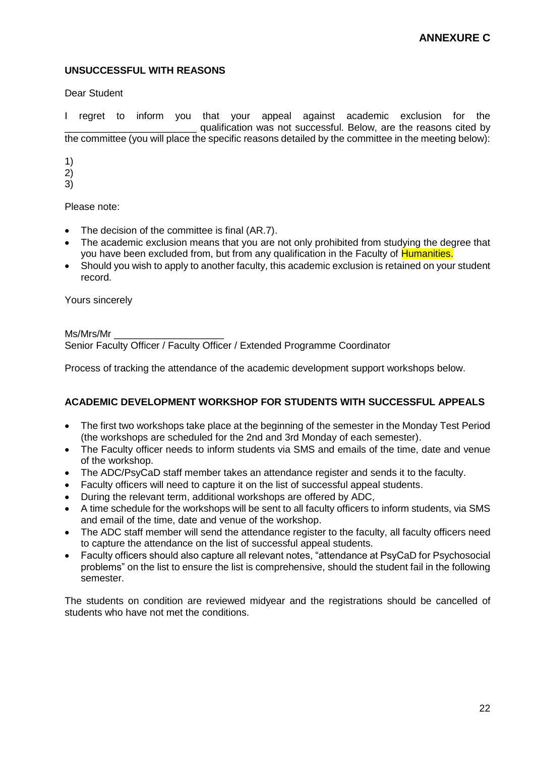**ANNEXURE C**

**UNSUCCESSFUL WITH REASONS**

Dear Student

I regret to inform you that your appeal against academic exclusion for the ________________________ qualification was not successful. Below, are the reasons cited by the committee (you will place the specific reasons detailed by the committee in the meeting below):

1)
2)
3)

Please note:

- The decision of the committee is final (AR.7).
- The academic exclusion means that you are not only prohibited from studying the degree that you have been excluded from, but from any qualification in the Faculty of Humanities.
- Should you wish to apply to another faculty, this academic exclusion is retained on your student record.

Yours sincerely

Ms/Mrs/Mr ____________________
Senior Faculty Officer / Faculty Officer / Extended Programme Coordinator

Process of tracking the attendance of the academic development support workshops below.

**ACADEMIC DEVELOPMENT WORKSHOP FOR STUDENTS WITH SUCCESSFUL APPEALS**

- The first two workshops take place at the beginning of the semester in the Monday Test Period (the workshops are scheduled for the 2nd and 3rd Monday of each semester).
- The Faculty officer needs to inform students via SMS and emails of the time, date and venue of the workshop.
- The ADC/PsyCaD staff member takes an attendance register and sends it to the faculty.
- Faculty officers will need to capture it on the list of successful appeal students.
- During the relevant term, additional workshops are offered by ADC,
- A time schedule for the workshops will be sent to all faculty officers to inform students, via SMS and email of the time, date and venue of the workshop.
- The ADC staff member will send the attendance register to the faculty, all faculty officers need to capture the attendance on the list of successful appeal students.
- Faculty officers should also capture all relevant notes, "attendance at PsyCaD for Psychosocial problems" on the list to ensure the list is comprehensive, should the student fail in the following semester.

The students on condition are reviewed midyear and the registrations should be cancelled of students who have not met the conditions.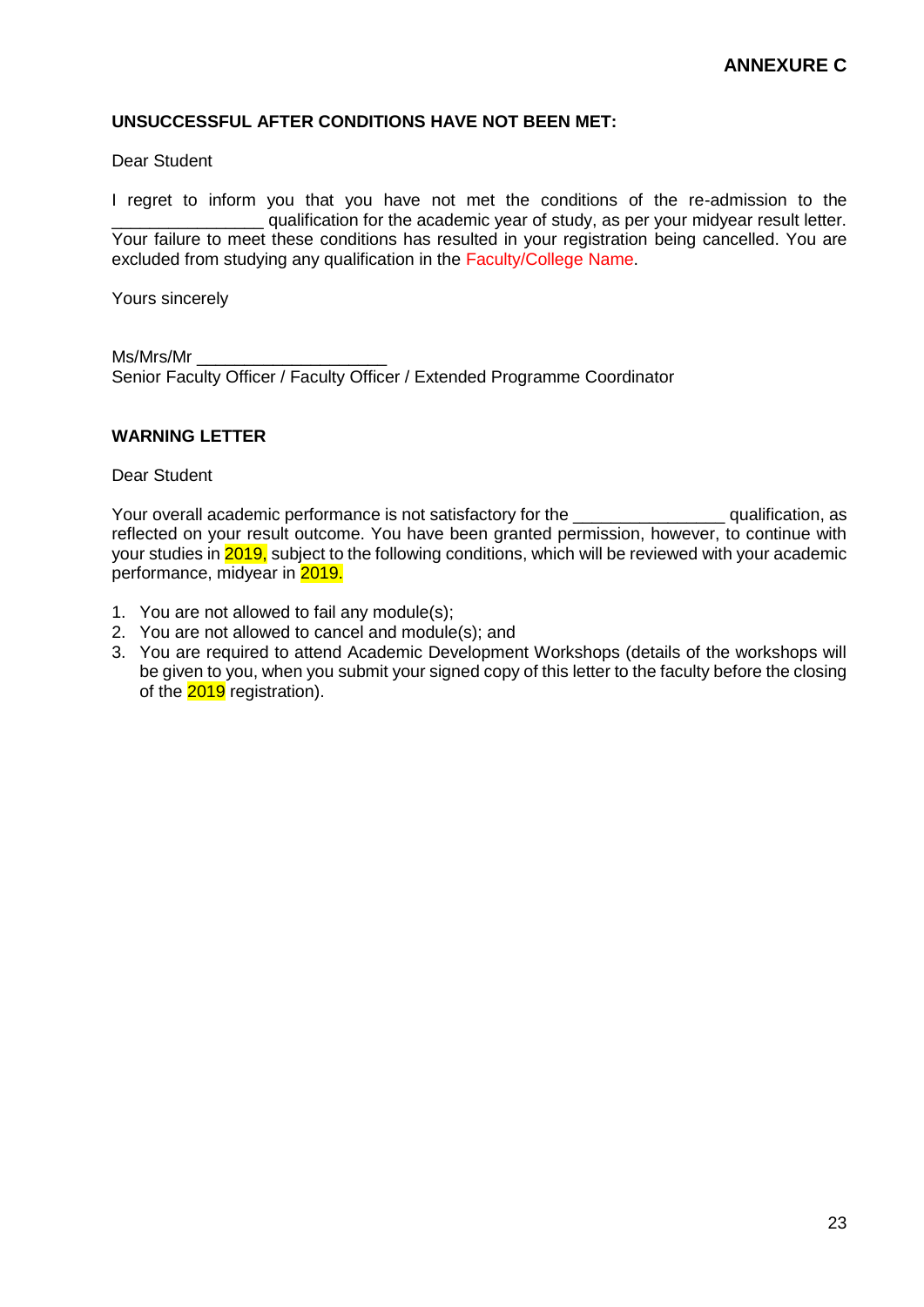**ANNEXURE C**

**UNSUCCESSFUL AFTER CONDITIONS HAVE NOT BEEN MET:**

Dear Student

I regret to inform you that you have not met the conditions of the re-admission to the ________________ qualification for the academic year of study, as per your midyear result letter. Your failure to meet these conditions has resulted in your registration being cancelled. You are excluded from studying any qualification in the Faculty/College Name.

Yours sincerely

Ms/Mrs/Mr ____________________
Senior Faculty Officer / Faculty Officer / Extended Programme Coordinator

**WARNING LETTER**

Dear Student

Your overall academic performance is not satisfactory for the ________________ qualification, as reflected on your result outcome. You have been granted permission, however, to continue with your studies in 2019, subject to the following conditions, which will be reviewed with your academic performance, midyear in 2019.

1. You are not allowed to fail any module(s);
2. You are not allowed to cancel and module(s); and
3. You are required to attend Academic Development Workshops (details of the workshops will be given to you, when you submit your signed copy of this letter to the faculty before the closing of the 2019 registration).